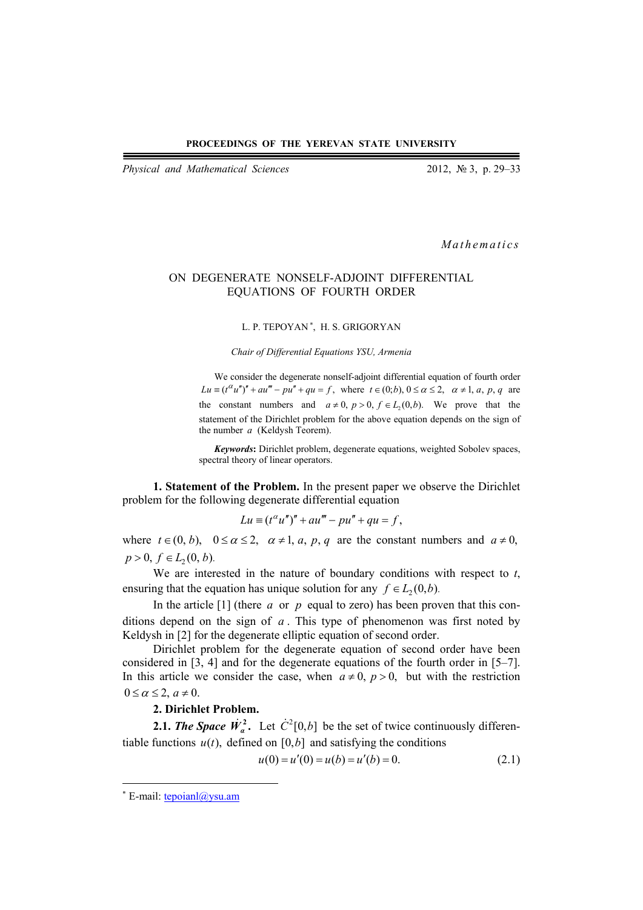**PROCEEDINGS OF THE YEREVAN STATE UNIVERSITY**

*Physical and Mathematical Sciences* 2012, № 3, p. 29–33

*Mathematics*

# ON DEGENERATE NONSELF-ADJOINT DIFFERENTIAL EQUATIONS OF FOURTH ORDER

L. P. TEPOYAN [*], H. S. GRIGORYAN

*Chair of Differential Equations YSU, Armenia*

We consider the degenerate nonself-adjoint differential equation of fourth order $Lu \equiv (t^{\alpha}u'')'' + au''' - pu'' + qu = f$, where $t \in (0;b)$, $0 \le \alpha \le 2$, $\alpha \ne 1$, $a$, $p$, $q$ are the constant numbers and $a \ne 0$, $p > 0$, $f \in L_2(0,b)$. We prove that the statement of the Dirichlet problem for the above equation depends on the sign of the number $a$ (Keldysh Teorem).

***Keywords*:** Dirichlet problem, degenerate equations, weighted Sobolev spaces, spectral theory of linear operators.

**1. Statement of the Problem.** In the present paper we observe the Dirichlet problem for the following degenerate differential equation

$$Lu \equiv (t^{\alpha}u'')'' + au''' - pu'' + qu = f,$$

where $t \in (0, b)$, $0 \le \alpha \le 2$, $\alpha \ne 1$, $a$, $p$, $q$ are the constant numbers and $a \ne 0$, $p > 0$, $f \in L_2(0, b)$.

We are interested in the nature of boundary conditions with respect to $t$, ensuring that the equation has unique solution for any $f \in L_2(0,b)$.

In the article [1] (there $a$ or $p$ equal to zero) has been proven that this conditions depend on the sign of $a$. This type of phenomenon was first noted by Keldysh in [2] for the degenerate elliptic equation of second order.

Dirichlet problem for the degenerate equation of second order have been considered in [3, 4] and for the degenerate equations of the fourth order in [5–7]. In this article we consider the case, when $a \ne 0$, $p > 0$, but with the restriction $0 \le \alpha \le 2$, $a \ne 0$.

**2. Dirichlet Problem.**

**2.1.** ***The Space*** $\dot{W}_{\alpha}^{2}$**.** Let $\dot{C}^2[0,b]$ be the set of twice continuously differentiable functions $u(t)$, defined on $[0,b]$ and satisfying the conditions

$$u(0) = u'(0) = u(b) = u'(b) = 0. \tag{2.1}$$

[*] E-mail: tepoianl@ysu.am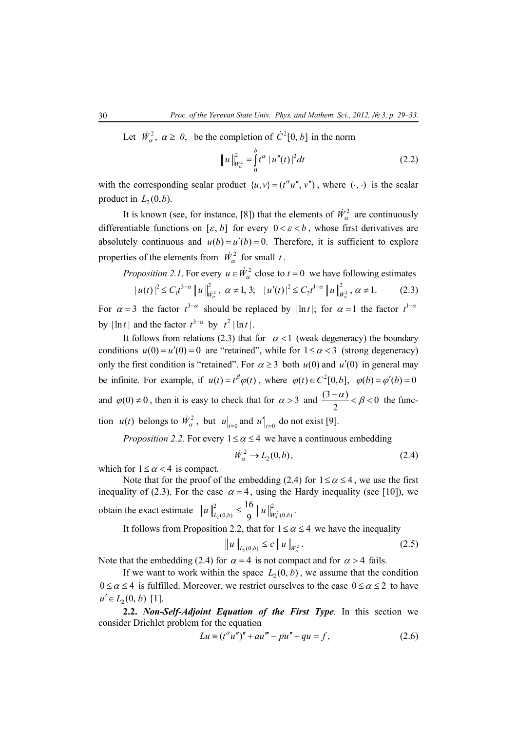Let $\dot{W}_\alpha^2$, $\alpha \geq 0$, be the completion of $\dot{C}^2[0, b]$ in the norm

$$\| u \|_{\dot{W}_\alpha^2}^2 = \int_0^b t^\alpha \, | u''(t) |^2 dt \tag{2.2}$$

with the corresponding scalar product $\{u, v\} = (t^\alpha u'', v'')$, where $(\cdot, \cdot)$ is the scalar product in $L_2(0, b)$.

It is known (see, for instance, [8]) that the elements of $\dot{W}_\alpha^2$ are continuously differentiable functions on $[\varepsilon, b]$ for every $0 < \varepsilon < b$, whose first derivatives are absolutely continuous and $u(b) = u'(b) = 0$. Therefore, it is sufficient to explore properties of the elements from $\dot{W}_\alpha^2$ for small $t$.

*Proposition 2.1*. For every $u \in \dot{W}_\alpha^2$ close to $t = 0$ we have following estimates

$$| u(t) |^2 \leq C_1 t^{3-\alpha} \| u \|_{\dot{W}_\alpha^2}^2, \ \alpha \neq 1, 3; \quad | u'(t) |^2 \leq C_2 t^{1-\alpha} \| u \|_{\dot{W}_\alpha^2}^2, \ \alpha \neq 1. \tag{2.3}$$

For $\alpha = 3$ the factor $t^{3-\alpha}$ should be replaced by $| \ln t |$; for $\alpha = 1$ the factor $t^{1-\alpha}$ by $| \ln t |$ and the factor $t^{3-\alpha}$ by $t^2 | \ln t |$.

It follows from relations (2.3) that for $\alpha < 1$ (weak degeneracy) the boundary conditions $u(0) = u'(0) = 0$ are "retained", while for $1 \leq \alpha < 3$ (strong degeneracy) only the first condition is "retained". For $\alpha \geq 3$ both $u(0)$ and $u'(0)$ in general may be infinite. For example, if $u(t) = t^\beta \varphi(t)$, where $\varphi(t) \in C^2[0, b]$, $\varphi(b) = \varphi'(b) = 0$ and $\varphi(0) \neq 0$, then it is easy to check that for $\alpha > 3$ and $\dfrac{(3 - \alpha)}{2} < \beta < 0$ the function $u(t)$ belongs to $\dot{W}_\alpha^2$, but $u\big|_{t=0}$ and $u'\big|_{t=0}$ do not exist [9].

*Proposition 2.2.* For every $1 \leq \alpha \leq 4$ we have a continuous embedding

$$\dot{W}_\alpha^2 \to L_2(0, b), \tag{2.4}$$

which for $1 \leq \alpha < 4$ is compact.

Note that for the proof of the embedding (2.4) for $1 \leq \alpha \leq 4$, we use the first inequality of (2.3). For the case $\alpha = 4$, using the Hardy inequality (see [10]), we obtain the exact estimate $\| u \|_{L_2(0,b)}^2 \leq \dfrac{16}{9} \| u \|_{\dot{W}_4^2(0,b)}^2$.

It follows from Proposition 2.2, that for $1 \leq \alpha \leq 4$ we have the inequality

$$\| u \|_{L_2(0,b)} \leq c \, \| u \|_{\dot{W}_\alpha^2}. \tag{2.5}$$

Note that the embedding (2.4) for $\alpha = 4$ is not compact and for $\alpha > 4$ fails.

If we want to work within the space $L_2(0, b)$, we assume that the condition $0 \leq \alpha \leq 4$ is fulfilled. Moreover, we restrict ourselves to the case $0 \leq \alpha \leq 2$ to have $u' \in L_2(0, b)$ [1].

**2.2.** ***Non-Self-Adjoint Equation of the First Type***. In this section we consider Drichlet problem for the equation

$$Lu \equiv (t^\alpha u'')'' + a u''' - p u'' + q u = f, \tag{2.6}$$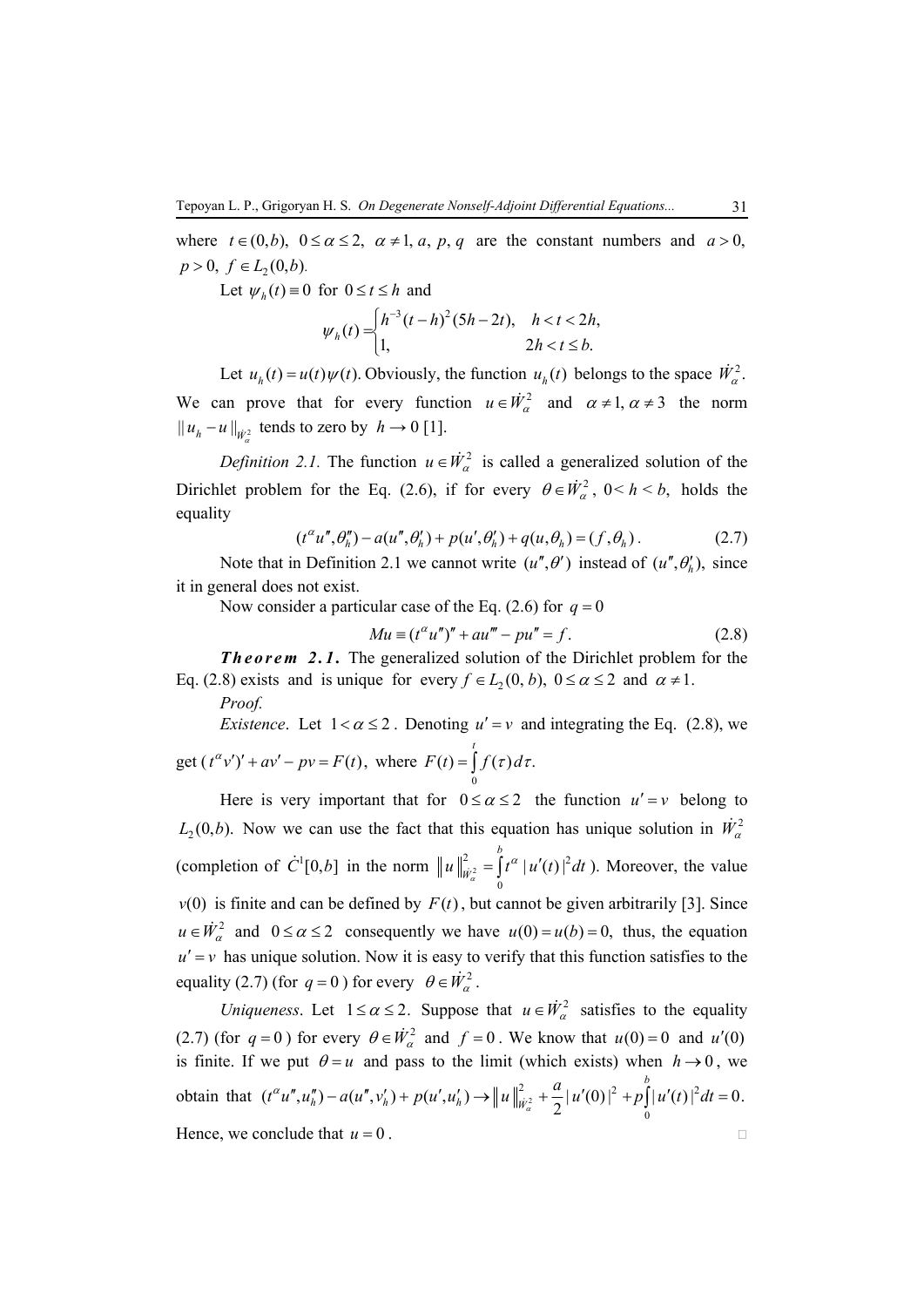where $t \in (0,b)$, $0 \le \alpha \le 2$, $\alpha \ne 1$, $a$, $p$, $q$ are the constant numbers and $a > 0$, $p > 0$, $f \in L_2(0,b)$.

Let $\psi_h(t) \equiv 0$ for $0 \le t \le h$ and

$$\psi_h(t) = \begin{cases} h^{-3}(t-h)^2(5h-2t), & h < t < 2h, \\ 1, & 2h < t \le b. \end{cases}$$

Let $u_h(t) = u(t)\psi(t)$. Obviously, the function $u_h(t)$ belongs to the space $\dot{W}_\alpha^2$. We can prove that for every function $u \in \dot{W}_\alpha^2$ and $\alpha \ne 1, \alpha \ne 3$ the norm $\| u_h - u \|_{\dot{W}_\alpha^2}$ tends to zero by $h \to 0$ [1].

*Definition 2.1.* The function $u \in \dot{W}_\alpha^2$ is called a generalized solution of the Dirichlet problem for the Eq. (2.6), if for every $\theta \in \dot{W}_\alpha^2$, $0 < h < b$, holds the equality

$$(t^\alpha u'', \theta_h'') - a(u'', \theta_h') + p(u', \theta_h') + q(u, \theta_h) = (f, \theta_h). \tag{2.7}$$

Note that in Definition 2.1 we cannot write $(u'', \theta')$ instead of $(u'', \theta_h')$, since it in general does not exist.

Now consider a particular case of the Eq. (2.6) for $q = 0$

$$Mu \equiv (t^\alpha u'')'' + au''' - pu'' = f. \tag{2.8}$$

***Theorem 2.1.*** The generalized solution of the Dirichlet problem for the Eq. (2.8) exists and is unique for every $f \in L_2(0, b)$, $0 \le \alpha \le 2$ and $\alpha \ne 1$.

*Proof.*

*Existence*. Let $1 < \alpha \le 2$. Denoting $u' = v$ and integrating the Eq. (2.8), we get $(t^\alpha v')' + av' - pv = F(t)$, where $F(t) = \int_0^t f(\tau)\, d\tau$.

Here is very important that for $0 \le \alpha \le 2$ the function $u' = v$ belong to $L_2(0,b)$. Now we can use the fact that this equation has unique solution in $\dot{W}_\alpha^2$ (completion of $\dot{C}^1[0,b]$ in the norm $\|u\|_{\dot{W}_\alpha^2}^2 = \int_0^b t^\alpha |u'(t)|^2 dt$ ). Moreover, the value $v(0)$ is finite and can be defined by $F(t)$, but cannot be given arbitrarily [3]. Since $u \in \dot{W}_\alpha^2$ and $0 \le \alpha \le 2$ consequently we have $u(0) = u(b) = 0$, thus, the equation $u' = v$ has unique solution. Now it is easy to verify that this function satisfies to the equality (2.7) (for $q = 0$ ) for every $\theta \in \dot{W}_\alpha^2$.

*Uniqueness*. Let $1 \le \alpha \le 2$. Suppose that $u \in \dot{W}_\alpha^2$ satisfies to the equality (2.7) (for $q = 0$ ) for every $\theta \in \dot{W}_\alpha^2$ and $f = 0$. We know that $u(0) = 0$ and $u'(0)$ is finite. If we put $\theta = u$ and pass to the limit (which exists) when $h \to 0$, we obtain that $(t^\alpha u'', u_h'') - a(u'', v_h') + p(u', u_h') \to \|u\|_{\dot{W}_\alpha^2}^2 + \frac{a}{2}|u'(0)|^2 + p\int_0^b |u'(t)|^2 dt = 0$.

Hence, we conclude that $u = 0$. □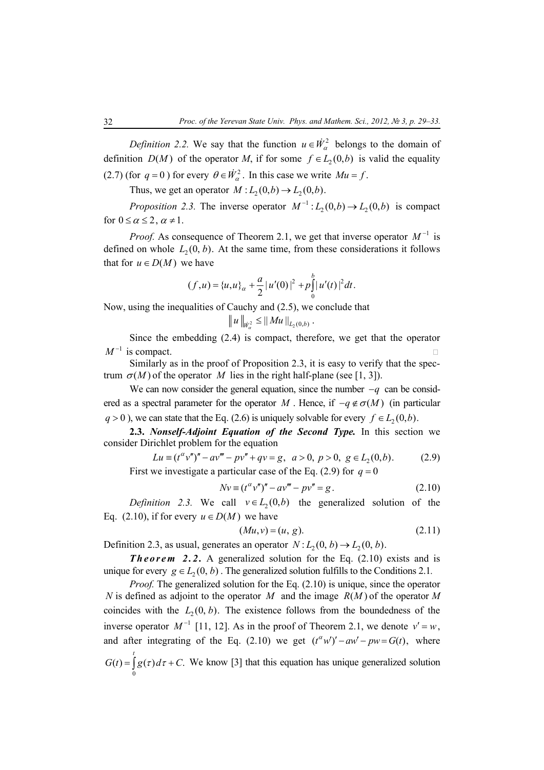*Definition 2.2.* We say that the function $u \in \dot{W}_\alpha^2$ belongs to the domain of definition $D(M)$ of the operator *M*, if for some $f \in L_2(0,b)$ is valid the equality (2.7) (for $q = 0$) for every $\theta \in \dot{W}_\alpha^2$. In this case we write $Mu = f$.

Thus, we get an operator $M : L_2(0,b) \to L_2(0,b)$.

*Proposition 2.3.* The inverse operator $M^{-1} : L_2(0,b) \to L_2(0,b)$ is compact for $0 \le \alpha \le 2$, $\alpha \ne 1$.

*Proof.* As consequence of Theorem 2.1, we get that inverse operator $M^{-1}$ is defined on whole $L_2(0, b)$. At the same time, from these considerations it follows that for $u \in D(M)$ we have

$$(f, u) = \{u, u\}_\alpha + \frac{a}{2}|u'(0)|^2 + p\int_0^b |u'(t)|^2 dt.$$

Now, using the inequalities of Cauchy and (2.5), we conclude that

$$\| u \|_{\dot{W}_\alpha^2} \le \| Mu \|_{L_2(0,b)}.$$

Since the embedding (2.4) is compact, therefore, we get that the operator $M^{-1}$ is compact. □

Similarly as in the proof of Proposition 2.3, it is easy to verify that the spectrum $\sigma(M)$ of the operator $M$ lies in the right half-plane (see [1, 3]).

We can now consider the general equation, since the number $-q$ can be considered as a spectral parameter for the operator $M$. Hence, if $-q \notin \sigma(M)$ (in particular $q > 0$), we can state that the Eq. (2.6) is uniquely solvable for every $f \in L_2(0,b)$.

**2.3.** ***Nonself-Adjoint Equation of the Second Type.*** In this section we consider Dirichlet problem for the equation

$$Lu \equiv (t^\alpha v'')'' - av''' - pv'' + qv = g, \ \ a > 0, \ p > 0, \ g \in L_2(0,b). \tag{2.9}$$

First we investigate a particular case of the Eq. (2.9) for $q = 0$

$$Nv \equiv (t^\alpha v'')'' - av''' - pv'' = g. \tag{2.10}$$

*Definition 2.3.* We call $v \in L_2(0,b)$ the generalized solution of the Eq. (2.10), if for every $u \in D(M)$ we have

$$(Mu, v) = (u, g). \tag{2.11}$$

Definition 2.3, as usual, generates an operator $N : L_2(0, b) \to L_2(0, b)$.

***Theorem 2.2.*** A generalized solution for the Eq. (2.10) exists and is unique for every $g \in L_2(0, b)$. The generalized solution fulfills to the Conditions 2.1.

*Proof.* The generalized solution for the Eq. (2.10) is unique, since the operator $N$ is defined as adjoint to the operator $M$ and the image $R(M)$ of the operator *M* coincides with the $L_2(0, b)$. The existence follows from the boundedness of the inverse operator $M^{-1}$ [11, 12]. As in the proof of Theorem 2.1, we denote $v' = w$, and after integrating of the Eq. (2.10) we get $(t^\alpha w')' - aw' - pw = G(t)$, where $G(t) = \int_0^t g(\tau)d\tau + C.$ We know [3] that this equation has unique generalized solution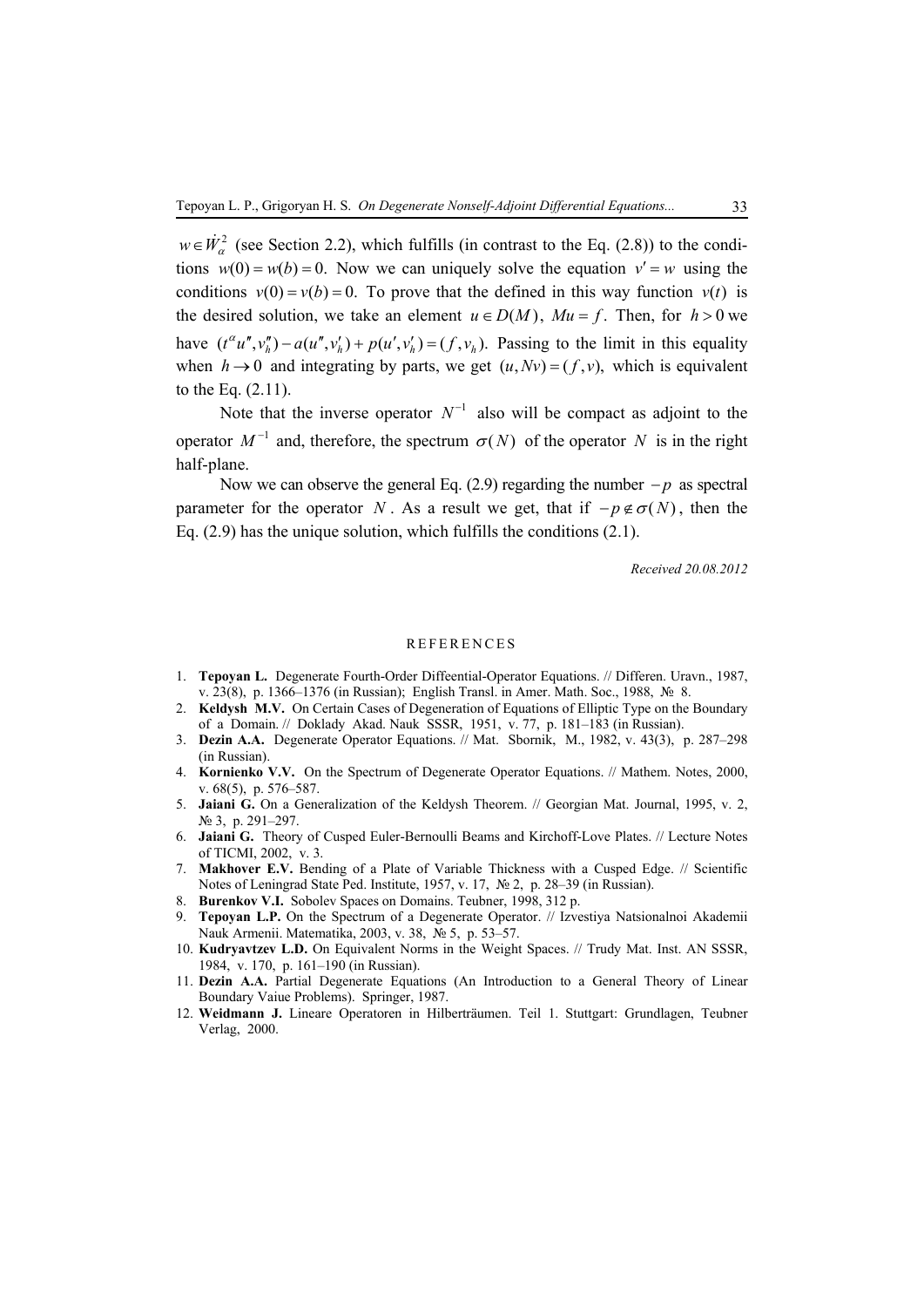$w \in \dot{W}_{\alpha}^{2}$ (see Section 2.2), which fulfills (in contrast to the Eq. (2.8)) to the conditions $w(0) = w(b) = 0$. Now we can uniquely solve the equation $v' = w$ using the conditions $v(0) = v(b) = 0$. To prove that the defined in this way function $v(t)$ is the desired solution, we take an element $u \in D(M)$, $Mu = f$. Then, for $h > 0$ we have $(t^{\alpha}u'', v_h'') - a(u'', v_h') + p(u', v_h') = (f, v_h)$. Passing to the limit in this equality when $h \to 0$ and integrating by parts, we get $(u, Nv) = (f, v)$, which is equivalent to the Eq. (2.11).

Note that the inverse operator $N^{-1}$ also will be compact as adjoint to the operator $M^{-1}$ and, therefore, the spectrum $\sigma(N)$ of the operator $N$ is in the right half-plane.

Now we can observe the general Eq. (2.9) regarding the number $-p$ as spectral parameter for the operator $N$. As a result we get, that if $-p \notin \sigma(N)$, then the Eq. (2.9) has the unique solution, which fulfills the conditions (2.1).

*Received 20.08.2012*

## REFERENCES

1. **Tepoyan L.** Degenerate Fourth-Order Diffeential-Operator Equations. // Differen. Uravn., 1987, v. 23(8), p. 1366–1376 (in Russian); English Transl. in Amer. Math. Soc., 1988, № 8.
2. **Keldysh M.V.** On Certain Cases of Degeneration of Equations of Elliptic Type on the Boundary of a Domain. // Doklady Akad. Nauk SSSR, 1951, v. 77, p. 181–183 (in Russian).
3. **Dezin A.A.** Degenerate Operator Equations. // Mat. Sbornik, M., 1982, v. 43(3), p. 287–298 (in Russian).
4. **Kornienko V.V.** On the Spectrum of Degenerate Operator Equations. // Mathem. Notes, 2000, v. 68(5), p. 576–587.
5. **Jaiani G.** On a Generalization of the Keldysh Theorem. // Georgian Mat. Journal, 1995, v. 2, № 3, p. 291–297.
6. **Jaiani G.** Theory of Cusped Euler-Bernoulli Beams and Kirchoff-Love Plates. // Lecture Notes of TICMI, 2002, v. 3.
7. **Makhover E.V.** Bending of a Plate of Variable Thickness with a Cusped Edge. // Scientific Notes of Leningrad State Ped. Institute, 1957, v. 17, № 2, p. 28–39 (in Russian).
8. **Burenkov V.I.** Sobolev Spaces on Domains. Teubner, 1998, 312 p.
9. **Tepoyan L.P.** On the Spectrum of a Degenerate Operator. // Izvestiya Natsionalnoi Akademii Nauk Armenii. Matematika, 2003, v. 38, № 5, p. 53–57.
10. **Kudryavtzev L.D.** On Equivalent Norms in the Weight Spaces. // Trudy Mat. Inst. AN SSSR, 1984, v. 170, p. 161–190 (in Russian).
11. **Dezin A.A.** Partial Degenerate Equations (An Introduction to a General Theory of Linear Boundary Vaiue Problems). Springer, 1987.
12. **Weidmann J.** Lineare Operatoren in Hilberträumen. Teil 1. Stuttgart: Grundlagen, Teubner Verlag, 2000.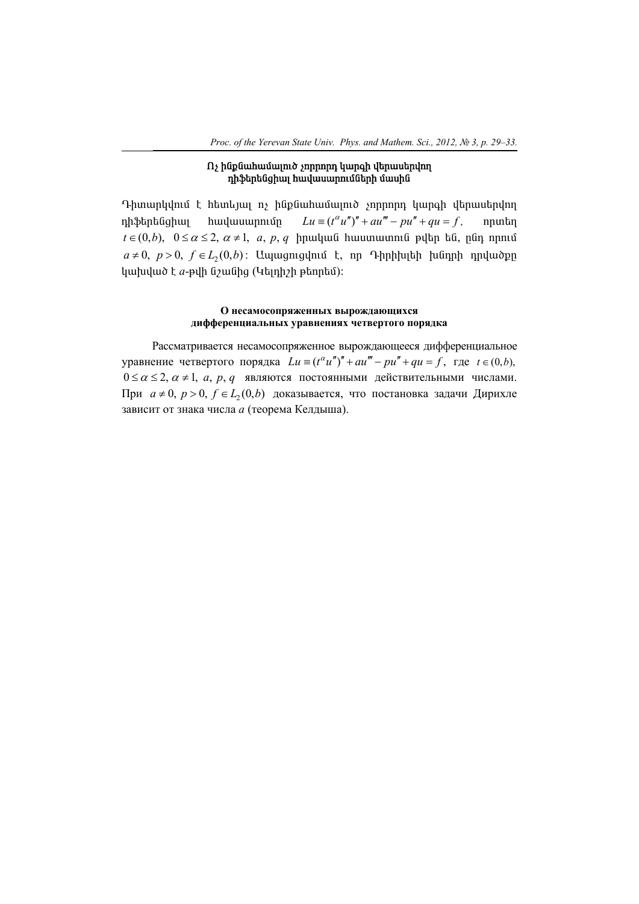### Ոչ ինքնահամալուծ չորրորդ կարգի վերասերվող դիֆերենցիալ հավասարումների մասին

Դիտարկվում է հետևյալ ոչ ինքնահամալուծ չորրորդ կարգի վերասերվող դիֆերենցիալ հավասարումը $Lu \equiv (t^{\alpha}u'')'' + au''' - pu'' + qu = f$, որտեղ $t \in (0,b)$, $0 \le \alpha \le 2$, $\alpha \ne 1$, $a$, $p$, $q$ իրական հաստատուն թվեր են, ընդ որում $a \ne 0$, $p > 0$, $f \in L_2(0,b)$: Ապացուցվում է, որ Դիրիխլեի խնդրի դրվածքը կախված է $a$-թվի նշանից (Կելդիշի թեորեմ):

### О несамосопряженных вырождающихся дифференциальных уравнениях четвертого порядка

Рассматривается несамосопряженное вырождающееся дифференциальное уравнение четвертого порядка $Lu \equiv (t^{\alpha}u'')'' + au''' - pu'' + qu = f$, где $t \in (0,b)$, $0 \le \alpha \le 2$, $\alpha \ne 1$, $a$, $p$, $q$ являются постоянными действительными числами. При $a \ne 0$, $p > 0$, $f \in L_2(0,b)$ доказывается, что постановка задачи Дирихле зависит от знака числа $a$ (теорема Келдыша).